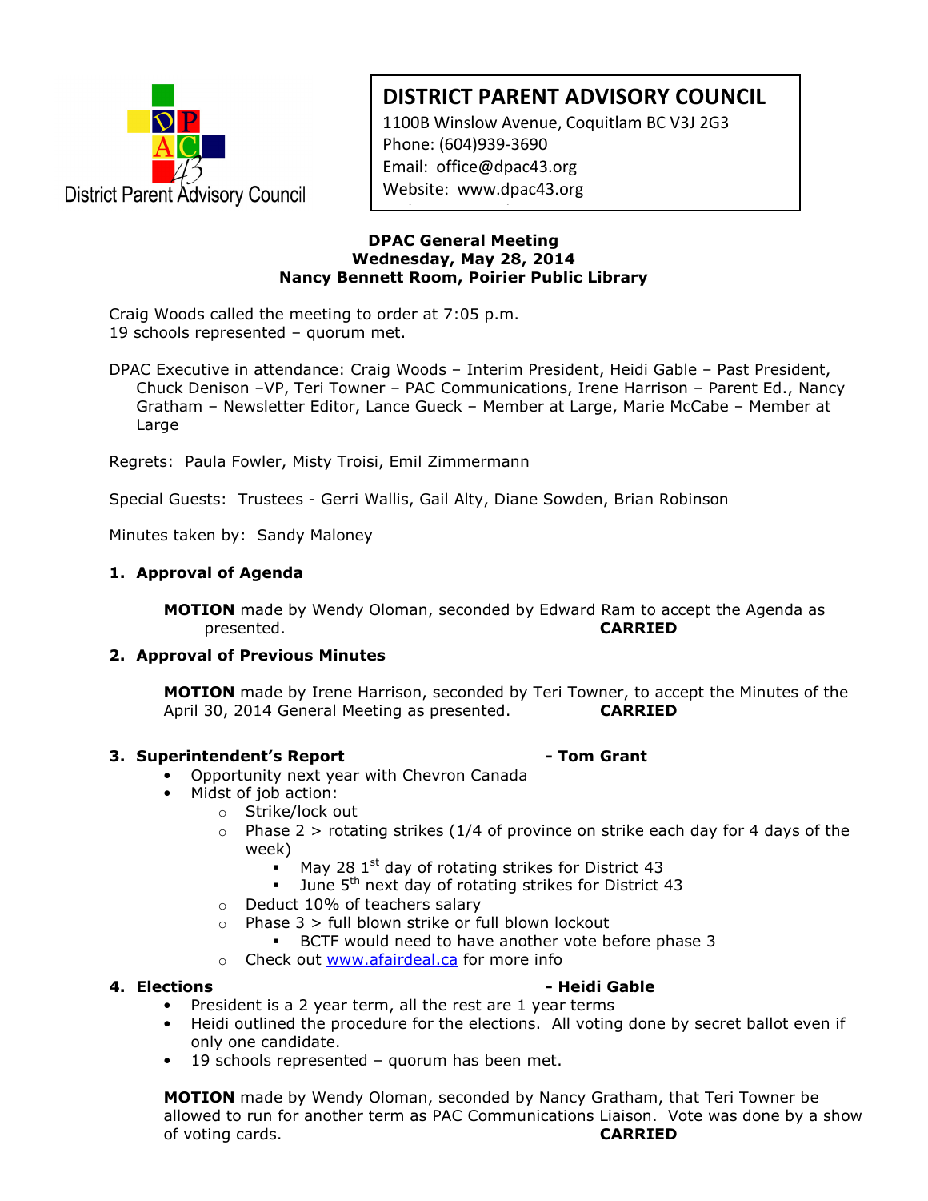District Parent Advisory Council

# DISTRICT PARENT ADVISORY COUNCIL

1100B Winslow Avenue, Coquitlam BC V3J 2G3
Phone: (604)939-3690
Email: office@dpac43.org
Website: www.dpac43.org

**DPAC General Meeting**
**Wednesday, May 28, 2014**
**Nancy Bennett Room, Poirier Public Library**

Craig Woods called the meeting to order at 7:05 p.m.
19 schools represented – quorum met.

DPAC Executive in attendance: Craig Woods – Interim President, Heidi Gable – Past President, Chuck Denison –VP, Teri Towner – PAC Communications, Irene Harrison – Parent Ed., Nancy Gratham – Newsletter Editor, Lance Gueck – Member at Large, Marie McCabe – Member at Large

Regrets: Paula Fowler, Misty Troisi, Emil Zimmermann

Special Guests: Trustees - Gerri Wallis, Gail Alty, Diane Sowden, Brian Robinson

Minutes taken by: Sandy Maloney

## 1. Approval of Agenda

**MOTION** made by Wendy Oloman, seconded by Edward Ram to accept the Agenda as presented. **CARRIED**

## 2. Approval of Previous Minutes

**MOTION** made by Irene Harrison, seconded by Teri Towner, to accept the Minutes of the April 30, 2014 General Meeting as presented. **CARRIED**

## 3. Superintendent's Report - Tom Grant

- Opportunity next year with Chevron Canada
- Midst of job action:
  - Strike/lock out
  - Phase 2 > rotating strikes (1/4 of province on strike each day for 4 days of the week)
    - May 28 1st day of rotating strikes for District 43
    - June 5th next day of rotating strikes for District 43
  - Deduct 10% of teachers salary
  - Phase 3 > full blown strike or full blown lockout
    - BCTF would need to have another vote before phase 3
  - Check out www.afairdeal.ca for more info

## 4. Elections - Heidi Gable

- President is a 2 year term, all the rest are 1 year terms
- Heidi outlined the procedure for the elections. All voting done by secret ballot even if only one candidate.
- 19 schools represented – quorum has been met.

**MOTION** made by Wendy Oloman, seconded by Nancy Gratham, that Teri Towner be allowed to run for another term as PAC Communications Liaison. Vote was done by a show of voting cards. **CARRIED**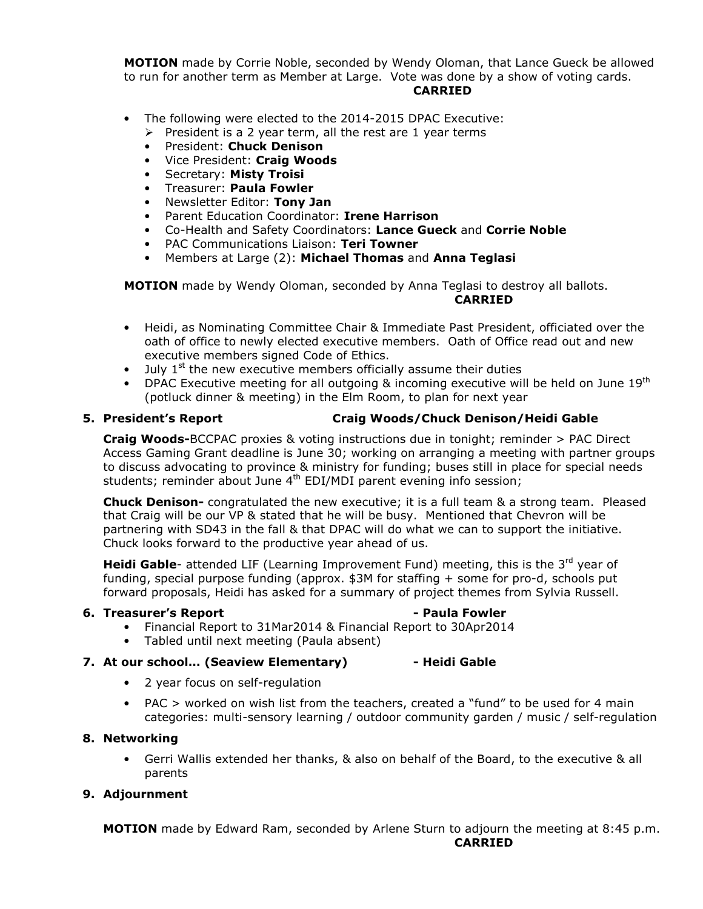**MOTION** made by Corrie Noble, seconded by Wendy Oloman, that Lance Gueck be allowed to run for another term as Member at Large. Vote was done by a show of voting cards.
**CARRIED**

- The following were elected to the 2014-2015 DPAC Executive:
  - President is a 2 year term, all the rest are 1 year terms
  - President: **Chuck Denison**
  - Vice President: **Craig Woods**
  - Secretary: **Misty Troisi**
  - Treasurer: **Paula Fowler**
  - Newsletter Editor: **Tony Jan**
  - Parent Education Coordinator: **Irene Harrison**
  - Co-Health and Safety Coordinators: **Lance Gueck** and **Corrie Noble**
  - PAC Communications Liaison: **Teri Towner**
  - Members at Large (2): **Michael Thomas** and **Anna Teglasi**

**MOTION** made by Wendy Oloman, seconded by Anna Teglasi to destroy all ballots.
**CARRIED**

- Heidi, as Nominating Committee Chair & Immediate Past President, officiated over the oath of office to newly elected executive members. Oath of Office read out and new executive members signed Code of Ethics.
- July 1st the new executive members officially assume their duties
- DPAC Executive meeting for all outgoing & incoming executive will be held on June 19th (potluck dinner & meeting) in the Elm Room, to plan for next year

## 5. President's Report — Craig Woods/Chuck Denison/Heidi Gable

**Craig Woods-**BCCPAC proxies & voting instructions due in tonight; reminder > PAC Direct Access Gaming Grant deadline is June 30; working on arranging a meeting with partner groups to discuss advocating to province & ministry for funding; buses still in place for special needs students; reminder about June 4th EDI/MDI parent evening info session;

**Chuck Denison-** congratulated the new executive; it is a full team & a strong team. Pleased that Craig will be our VP & stated that he will be busy. Mentioned that Chevron will be partnering with SD43 in the fall & that DPAC will do what we can to support the initiative. Chuck looks forward to the productive year ahead of us.

**Heidi Gable**- attended LIF (Learning Improvement Fund) meeting, this is the 3rd year of funding, special purpose funding (approx. $3M for staffing + some for pro-d, schools put forward proposals, Heidi has asked for a summary of project themes from Sylvia Russell.

## 6. Treasurer's Report — Paula Fowler

- Financial Report to 31Mar2014 & Financial Report to 30Apr2014
- Tabled until next meeting (Paula absent)

## 7. At our school… (Seaview Elementary) — Heidi Gable

- 2 year focus on self-regulation
- PAC > worked on wish list from the teachers, created a "fund" to be used for 4 main categories: multi-sensory learning / outdoor community garden / music / self-regulation

## 8. Networking

- Gerri Wallis extended her thanks, & also on behalf of the Board, to the executive & all parents

## 9. Adjournment

**MOTION** made by Edward Ram, seconded by Arlene Sturn to adjourn the meeting at 8:45 p.m.
**CARRIED**